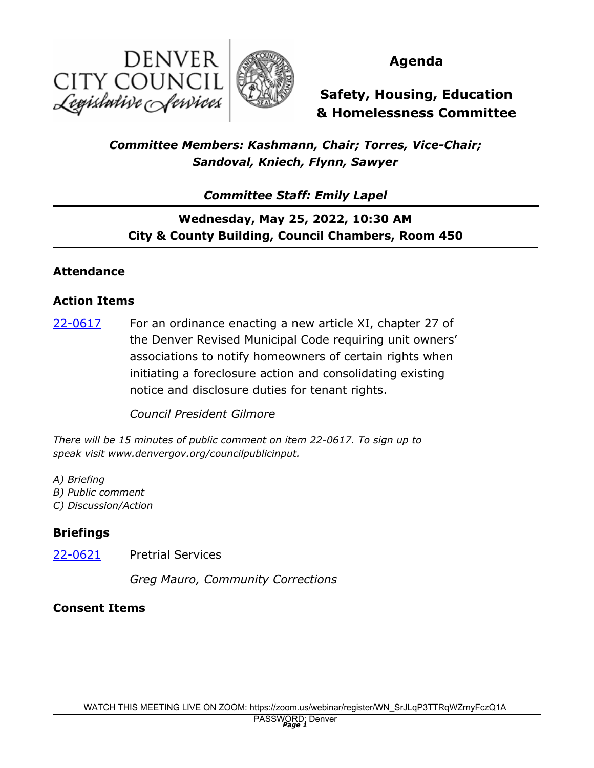DENVER CITY COUNCIL
*Legislative Services*

# Agenda

## Safety, Housing, Education & Homelessness Committee

***Committee Members: Kashmann, Chair; Torres, Vice-Chair; Sandoval, Kniech, Flynn, Sawyer***

***Committee Staff: Emily Lapel***

---

**Wednesday, May 25, 2022, 10:30 AM**
**City & County Building, Council Chambers, Room 450**

---

### Attendance

### Action Items

22-0617 For an ordinance enacting a new article XI, chapter 27 of the Denver Revised Municipal Code requiring unit owners' associations to notify homeowners of certain rights when initiating a foreclosure action and consolidating existing notice and disclosure duties for tenant rights.

*Council President Gilmore*

*There will be 15 minutes of public comment on item 22-0617. To sign up to speak visit www.denvergov.org/councilpublicinput.*

*A) Briefing*
*B) Public comment*
*C) Discussion/Action*

### Briefings

22-0621 Pretrial Services

*Greg Mauro, Community Corrections*

### Consent Items

WATCH THIS MEETING LIVE ON ZOOM: https://zoom.us/webinar/register/WN_SrJLqP3TTRqWZrnyFczQ1A
PASSWORD: Denver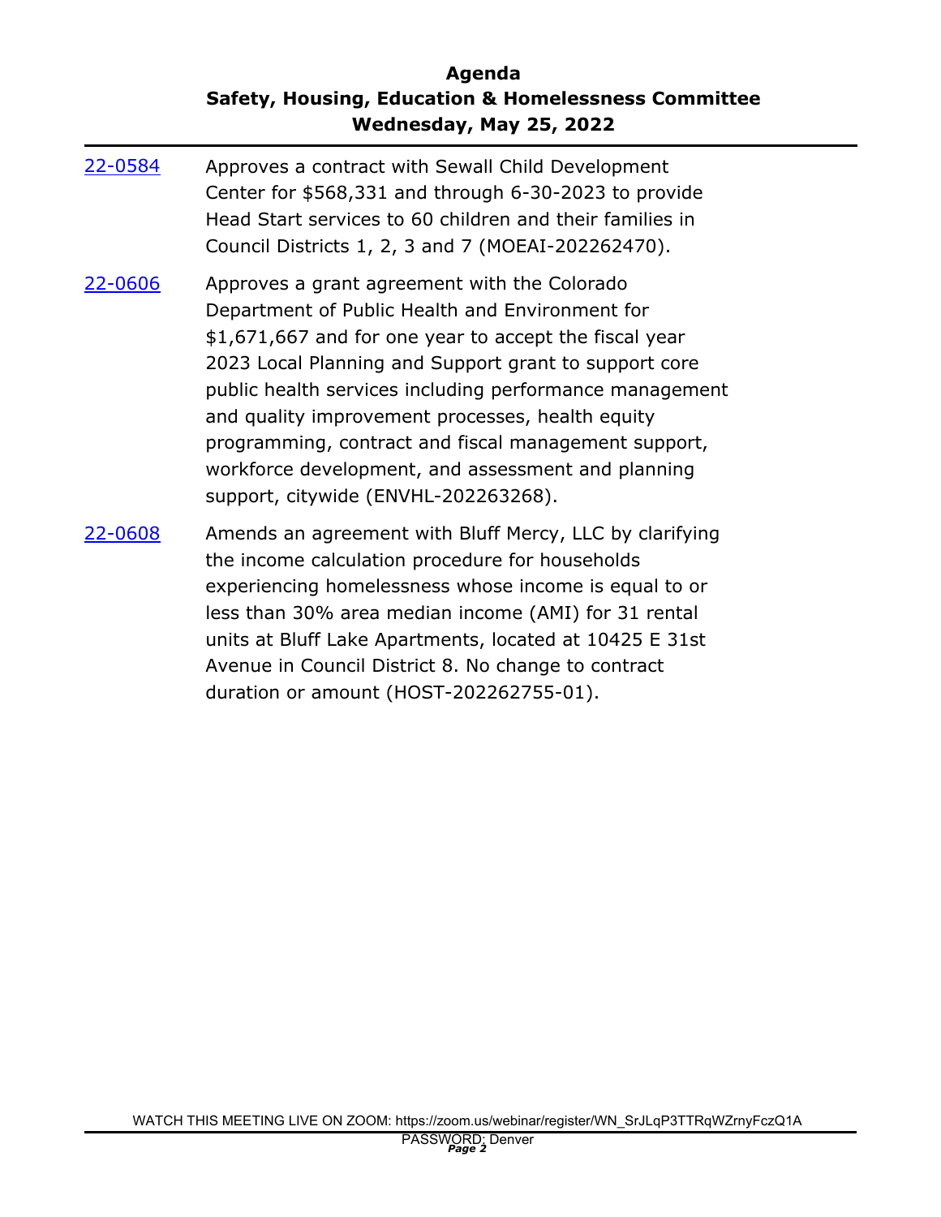**Agenda**
**Safety, Housing, Education & Homelessness Committee**
**Wednesday, May 25, 2022**

[22-0584](22-0584) Approves a contract with Sewall Child Development Center for $568,331 and through 6-30-2023 to provide Head Start services to 60 children and their families in Council Districts 1, 2, 3 and 7 (MOEAI-202262470).

[22-0606](22-0606) Approves a grant agreement with the Colorado Department of Public Health and Environment for $1,671,667 and for one year to accept the fiscal year 2023 Local Planning and Support grant to support core public health services including performance management and quality improvement processes, health equity programming, contract and fiscal management support, workforce development, and assessment and planning support, citywide (ENVHL-202263268).

[22-0608](22-0608) Amends an agreement with Bluff Mercy, LLC by clarifying the income calculation procedure for households experiencing homelessness whose income is equal to or less than 30% area median income (AMI) for 31 rental units at Bluff Lake Apartments, located at 10425 E 31st Avenue in Council District 8. No change to contract duration or amount (HOST-202262755-01).